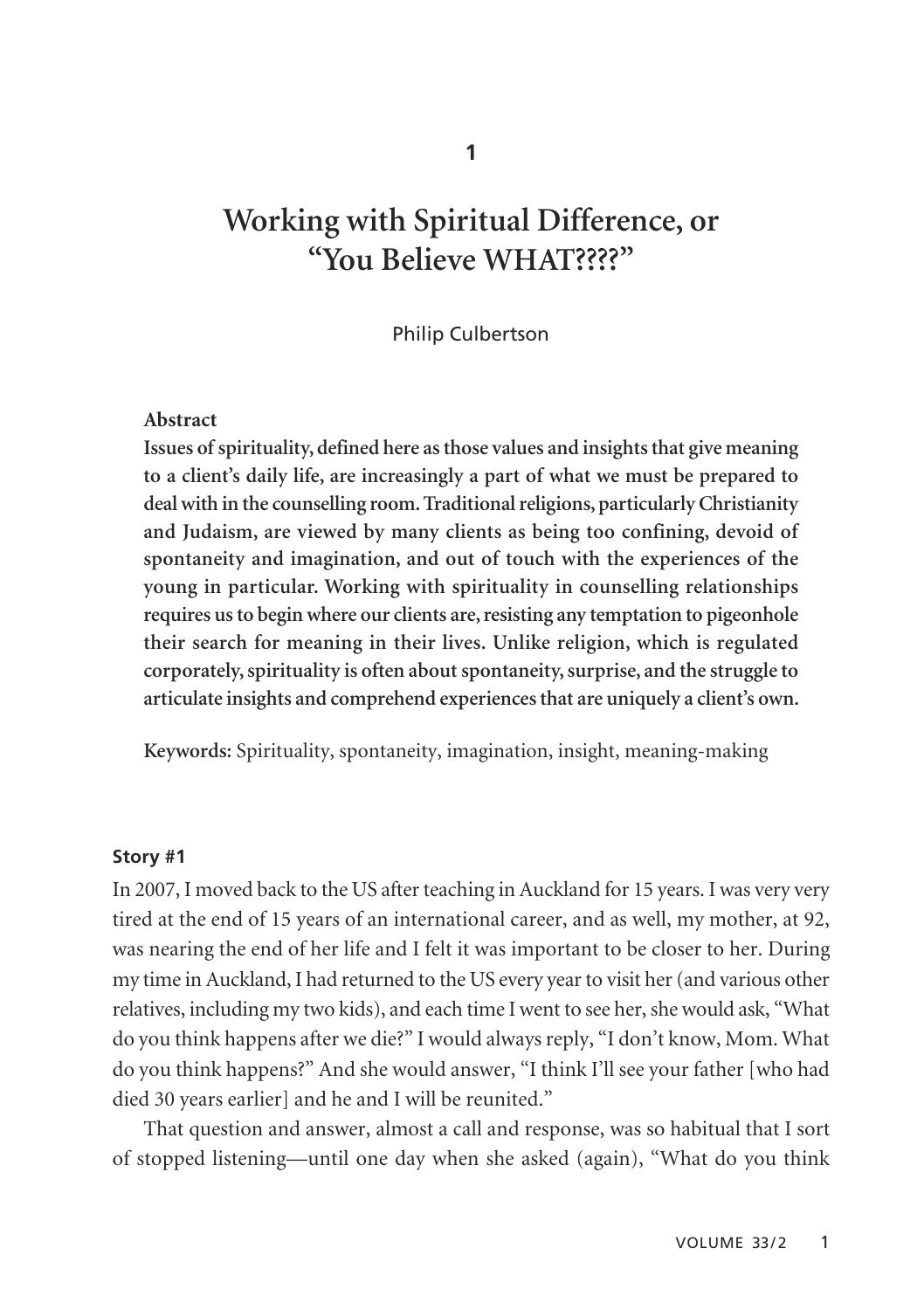# 1

# Working with Spiritual Difference, or "You Believe WHAT????"

Philip Culbertson

**Abstract**

**Issues of spirituality, defined here as those values and insights that give meaning to a client's daily life, are increasingly a part of what we must be prepared to deal with in the counselling room. Traditional religions, particularly Christianity and Judaism, are viewed by many clients as being too confining, devoid of spontaneity and imagination, and out of touch with the experiences of the young in particular. Working with spirituality in counselling relationships requires us to begin where our clients are, resisting any temptation to pigeonhole their search for meaning in their lives. Unlike religion, which is regulated corporately, spirituality is often about spontaneity, surprise, and the struggle to articulate insights and comprehend experiences that are uniquely a client's own.**

**Keywords:** Spirituality, spontaneity, imagination, insight, meaning-making

### Story #1

In 2007, I moved back to the US after teaching in Auckland for 15 years. I was very very tired at the end of 15 years of an international career, and as well, my mother, at 92, was nearing the end of her life and I felt it was important to be closer to her. During my time in Auckland, I had returned to the US every year to visit her (and various other relatives, including my two kids), and each time I went to see her, she would ask, "What do you think happens after we die?" I would always reply, "I don't know, Mom. What do you think happens?" And she would answer, "I think I'll see your father [who had died 30 years earlier] and he and I will be reunited."

That question and answer, almost a call and response, was so habitual that I sort of stopped listening—until one day when she asked (again), "What do you think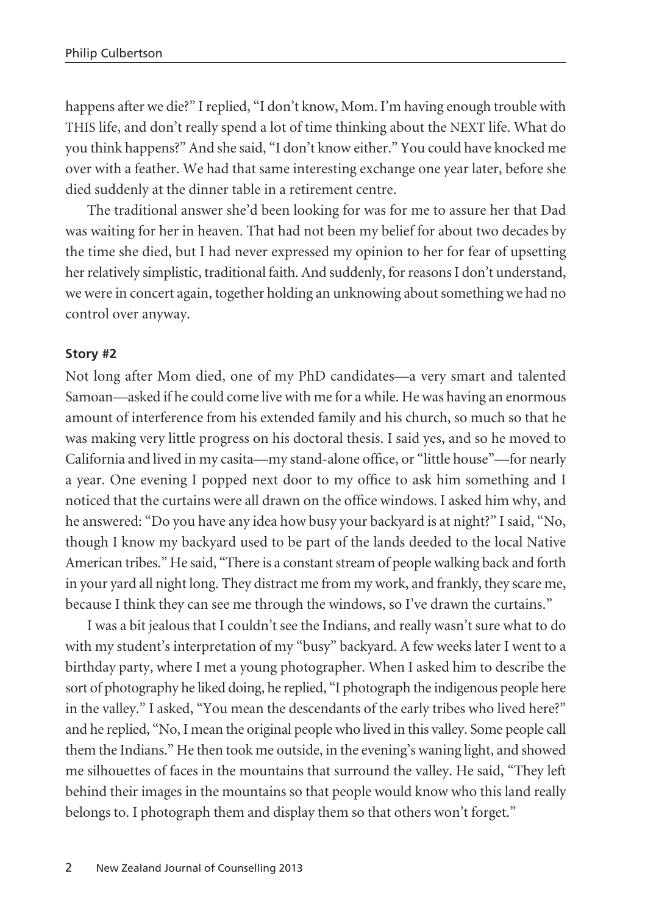happens after we die?" I replied, "I don't know, Mom. I'm having enough trouble with THIS life, and don't really spend a lot of time thinking about the NEXT life. What do you think happens?" And she said, "I don't know either." You could have knocked me over with a feather. We had that same interesting exchange one year later, before she died suddenly at the dinner table in a retirement centre.

The traditional answer she'd been looking for was for me to assure her that Dad was waiting for her in heaven. That had not been my belief for about two decades by the time she died, but I had never expressed my opinion to her for fear of upsetting her relatively simplistic, traditional faith. And suddenly, for reasons I don't understand, we were in concert again, together holding an unknowing about something we had no control over anyway.

**Story #2**

Not long after Mom died, one of my PhD candidates—a very smart and talented Samoan—asked if he could come live with me for a while. He was having an enormous amount of interference from his extended family and his church, so much so that he was making very little progress on his doctoral thesis. I said yes, and so he moved to California and lived in my casita—my stand-alone office, or "little house"—for nearly a year. One evening I popped next door to my office to ask him something and I noticed that the curtains were all drawn on the office windows. I asked him why, and he answered: "Do you have any idea how busy your backyard is at night?" I said, "No, though I know my backyard used to be part of the lands deeded to the local Native American tribes." He said, "There is a constant stream of people walking back and forth in your yard all night long. They distract me from my work, and frankly, they scare me, because I think they can see me through the windows, so I've drawn the curtains."

I was a bit jealous that I couldn't see the Indians, and really wasn't sure what to do with my student's interpretation of my "busy" backyard. A few weeks later I went to a birthday party, where I met a young photographer. When I asked him to describe the sort of photography he liked doing, he replied, "I photograph the indigenous people here in the valley." I asked, "You mean the descendants of the early tribes who lived here?" and he replied, "No, I mean the original people who lived in this valley. Some people call them the Indians." He then took me outside, in the evening's waning light, and showed me silhouettes of faces in the mountains that surround the valley. He said, "They left behind their images in the mountains so that people would know who this land really belongs to. I photograph them and display them so that others won't forget."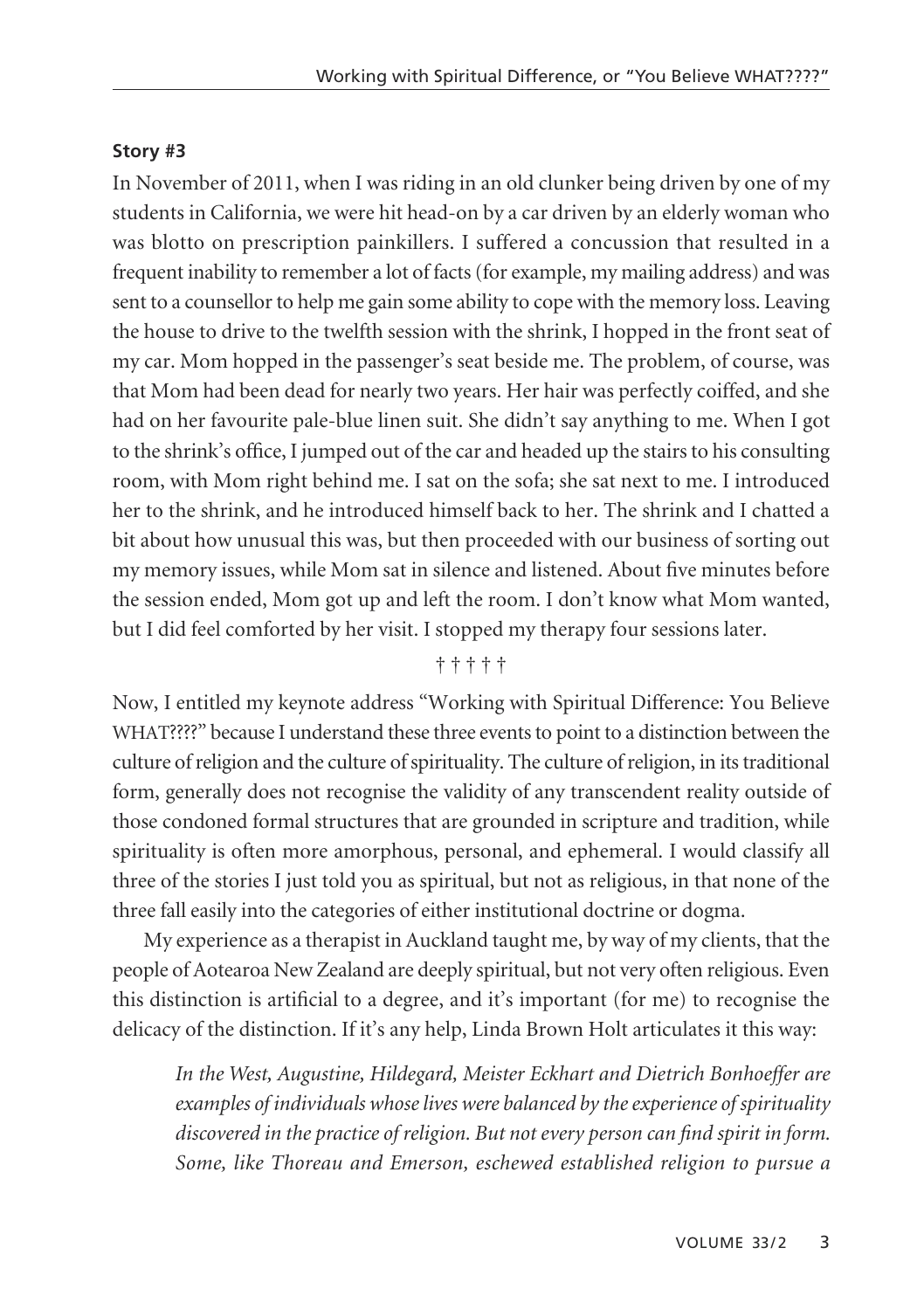**Story #3**

In November of 2011, when I was riding in an old clunker being driven by one of my students in California, we were hit head-on by a car driven by an elderly woman who was blotto on prescription painkillers. I suffered a concussion that resulted in a frequent inability to remember a lot of facts (for example, my mailing address) and was sent to a counsellor to help me gain some ability to cope with the memory loss. Leaving the house to drive to the twelfth session with the shrink, I hopped in the front seat of my car. Mom hopped in the passenger's seat beside me. The problem, of course, was that Mom had been dead for nearly two years. Her hair was perfectly coiffed, and she had on her favourite pale-blue linen suit. She didn't say anything to me. When I got to the shrink's office, I jumped out of the car and headed up the stairs to his consulting room, with Mom right behind me. I sat on the sofa; she sat next to me. I introduced her to the shrink, and he introduced himself back to her. The shrink and I chatted a bit about how unusual this was, but then proceeded with our business of sorting out my memory issues, while Mom sat in silence and listened. About five minutes before the session ended, Mom got up and left the room. I don't know what Mom wanted, but I did feel comforted by her visit. I stopped my therapy four sessions later.

† † † † †

Now, I entitled my keynote address "Working with Spiritual Difference: You Believe WHAT????" because I understand these three events to point to a distinction between the culture of religion and the culture of spirituality. The culture of religion, in its traditional form, generally does not recognise the validity of any transcendent reality outside of those condoned formal structures that are grounded in scripture and tradition, while spirituality is often more amorphous, personal, and ephemeral. I would classify all three of the stories I just told you as spiritual, but not as religious, in that none of the three fall easily into the categories of either institutional doctrine or dogma.

My experience as a therapist in Auckland taught me, by way of my clients, that the people of Aotearoa New Zealand are deeply spiritual, but not very often religious. Even this distinction is artificial to a degree, and it's important (for me) to recognise the delicacy of the distinction. If it's any help, Linda Brown Holt articulates it this way:

> *In the West, Augustine, Hildegard, Meister Eckhart and Dietrich Bonhoeffer are examples of individuals whose lives were balanced by the experience of spirituality discovered in the practice of religion. But not every person can find spirit in form. Some, like Thoreau and Emerson, eschewed established religion to pursue a*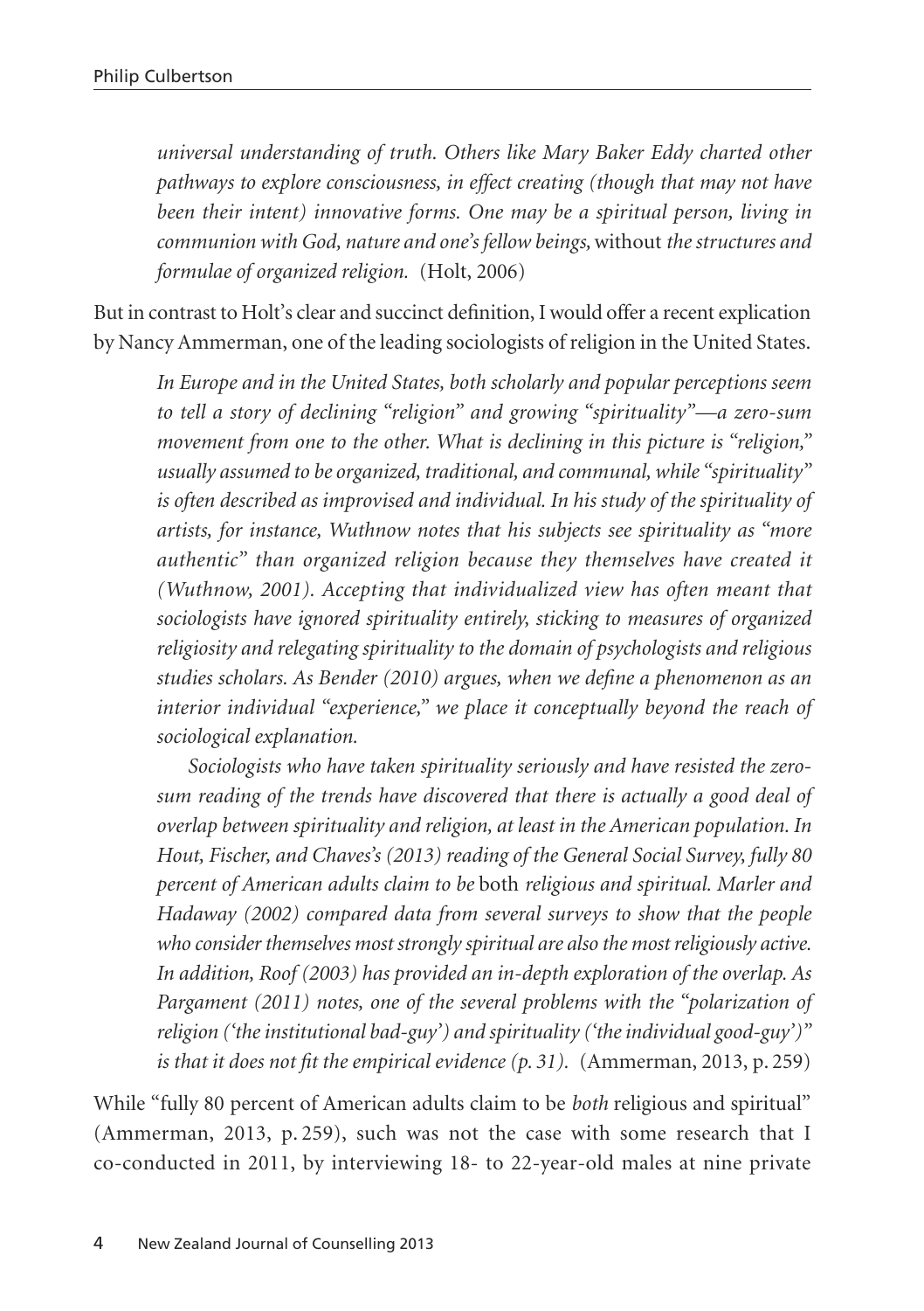*universal understanding of truth. Others like Mary Baker Eddy charted other pathways to explore consciousness, in effect creating (though that may not have been their intent) innovative forms. One may be a spiritual person, living in communion with God, nature and one's fellow beings,* without *the structures and formulae of organized religion.* (Holt, 2006)

But in contrast to Holt's clear and succinct definition, I would offer a recent explication by Nancy Ammerman, one of the leading sociologists of religion in the United States.

> *In Europe and in the United States, both scholarly and popular perceptions seem to tell a story of declining "religion" and growing "spirituality"—a zero-sum movement from one to the other. What is declining in this picture is "religion," usually assumed to be organized, traditional, and communal, while "spirituality" is often described as improvised and individual. In his study of the spirituality of artists, for instance, Wuthnow notes that his subjects see spirituality as "more authentic" than organized religion because they themselves have created it (Wuthnow, 2001). Accepting that individualized view has often meant that sociologists have ignored spirituality entirely, sticking to measures of organized religiosity and relegating spirituality to the domain of psychologists and religious studies scholars. As Bender (2010) argues, when we define a phenomenon as an interior individual "experience," we place it conceptually beyond the reach of sociological explanation.*
>
> *Sociologists who have taken spirituality seriously and have resisted the zero-sum reading of the trends have discovered that there is actually a good deal of overlap between spirituality and religion, at least in the American population. In Hout, Fischer, and Chaves's (2013) reading of the General Social Survey, fully 80 percent of American adults claim to be* both *religious and spiritual. Marler and Hadaway (2002) compared data from several surveys to show that the people who consider themselves most strongly spiritual are also the most religiously active. In addition, Roof (2003) has provided an in-depth exploration of the overlap. As Pargament (2011) notes, one of the several problems with the "polarization of religion ('the institutional bad-guy') and spirituality ('the individual good-guy')" is that it does not fit the empirical evidence (p. 31).* (Ammerman, 2013, p. 259)

While "fully 80 percent of American adults claim to be *both* religious and spiritual" (Ammerman, 2013, p. 259), such was not the case with some research that I co-conducted in 2011, by interviewing 18- to 22-year-old males at nine private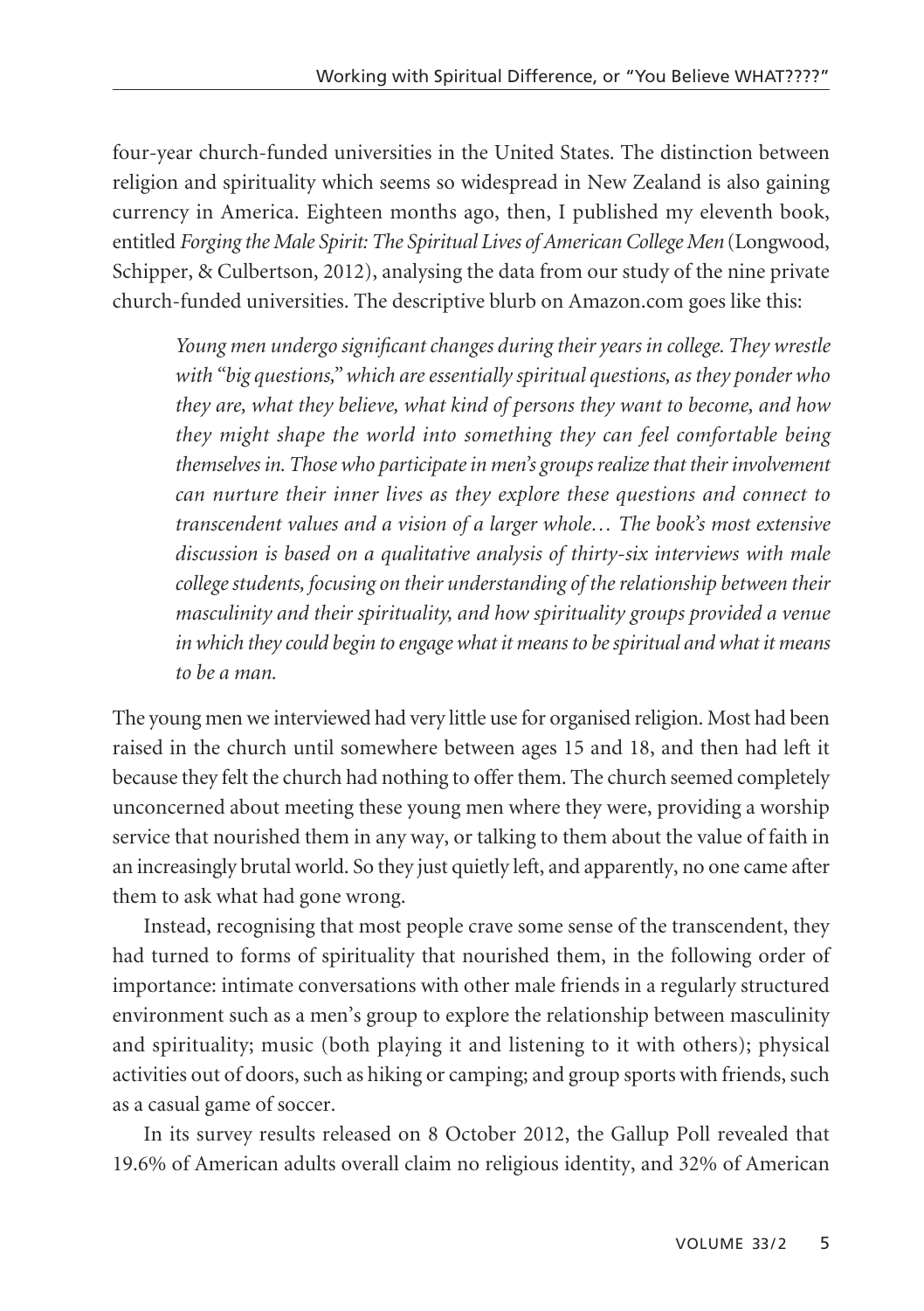four-year church-funded universities in the United States. The distinction between religion and spirituality which seems so widespread in New Zealand is also gaining currency in America. Eighteen months ago, then, I published my eleventh book, entitled *Forging the Male Spirit: The Spiritual Lives of American College Men* (Longwood, Schipper, & Culbertson, 2012), analysing the data from our study of the nine private church-funded universities. The descriptive blurb on Amazon.com goes like this:

> *Young men undergo significant changes during their years in college. They wrestle with "big questions," which are essentially spiritual questions, as they ponder who they are, what they believe, what kind of persons they want to become, and how they might shape the world into something they can feel comfortable being themselves in. Those who participate in men's groups realize that their involvement can nurture their inner lives as they explore these questions and connect to transcendent values and a vision of a larger whole… The book's most extensive discussion is based on a qualitative analysis of thirty-six interviews with male college students, focusing on their understanding of the relationship between their masculinity and their spirituality, and how spirituality groups provided a venue in which they could begin to engage what it means to be spiritual and what it means to be a man.*

The young men we interviewed had very little use for organised religion. Most had been raised in the church until somewhere between ages 15 and 18, and then had left it because they felt the church had nothing to offer them. The church seemed completely unconcerned about meeting these young men where they were, providing a worship service that nourished them in any way, or talking to them about the value of faith in an increasingly brutal world. So they just quietly left, and apparently, no one came after them to ask what had gone wrong.

Instead, recognising that most people crave some sense of the transcendent, they had turned to forms of spirituality that nourished them, in the following order of importance: intimate conversations with other male friends in a regularly structured environment such as a men's group to explore the relationship between masculinity and spirituality; music (both playing it and listening to it with others); physical activities out of doors, such as hiking or camping; and group sports with friends, such as a casual game of soccer.

In its survey results released on 8 October 2012, the Gallup Poll revealed that 19.6% of American adults overall claim no religious identity, and 32% of American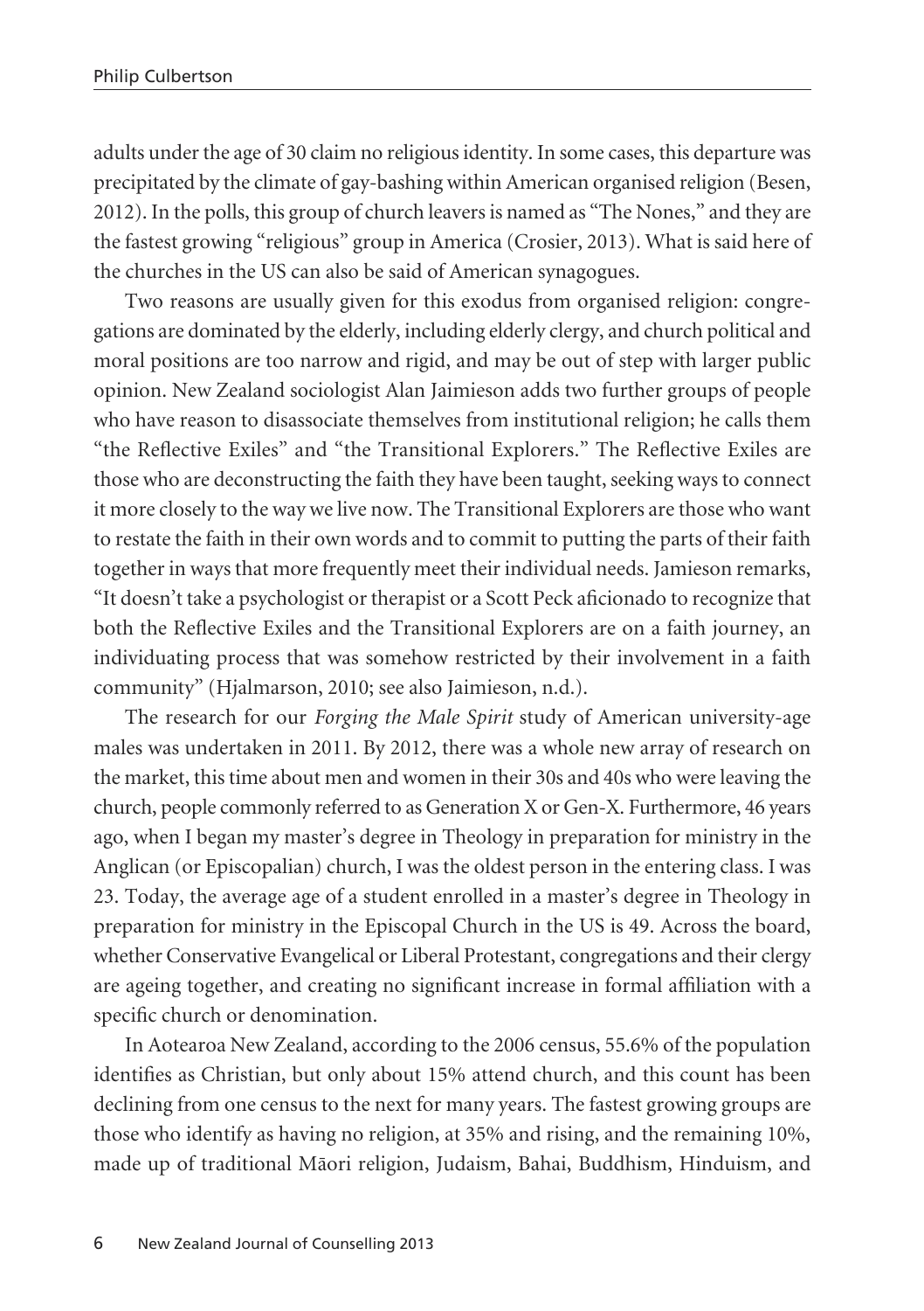adults under the age of 30 claim no religious identity. In some cases, this departure was precipitated by the climate of gay-bashing within American organised religion (Besen, 2012). In the polls, this group of church leavers is named as "The Nones," and they are the fastest growing "religious" group in America (Crosier, 2013). What is said here of the churches in the US can also be said of American synagogues.

Two reasons are usually given for this exodus from organised religion: congregations are dominated by the elderly, including elderly clergy, and church political and moral positions are too narrow and rigid, and may be out of step with larger public opinion. New Zealand sociologist Alan Jaimieson adds two further groups of people who have reason to disassociate themselves from institutional religion; he calls them "the Reflective Exiles" and "the Transitional Explorers." The Reflective Exiles are those who are deconstructing the faith they have been taught, seeking ways to connect it more closely to the way we live now. The Transitional Explorers are those who want to restate the faith in their own words and to commit to putting the parts of their faith together in ways that more frequently meet their individual needs. Jamieson remarks, "It doesn't take a psychologist or therapist or a Scott Peck aficionado to recognize that both the Reflective Exiles and the Transitional Explorers are on a faith journey, an individuating process that was somehow restricted by their involvement in a faith community" (Hjalmarson, 2010; see also Jaimieson, n.d.).

The research for our *Forging the Male Spirit* study of American university-age males was undertaken in 2011. By 2012, there was a whole new array of research on the market, this time about men and women in their 30s and 40s who were leaving the church, people commonly referred to as Generation X or Gen-X. Furthermore, 46 years ago, when I began my master's degree in Theology in preparation for ministry in the Anglican (or Episcopalian) church, I was the oldest person in the entering class. I was 23. Today, the average age of a student enrolled in a master's degree in Theology in preparation for ministry in the Episcopal Church in the US is 49. Across the board, whether Conservative Evangelical or Liberal Protestant, congregations and their clergy are ageing together, and creating no significant increase in formal affiliation with a specific church or denomination.

In Aotearoa New Zealand, according to the 2006 census, 55.6% of the population identifies as Christian, but only about 15% attend church, and this count has been declining from one census to the next for many years. The fastest growing groups are those who identify as having no religion, at 35% and rising, and the remaining 10%, made up of traditional Māori religion, Judaism, Bahai, Buddhism, Hinduism, and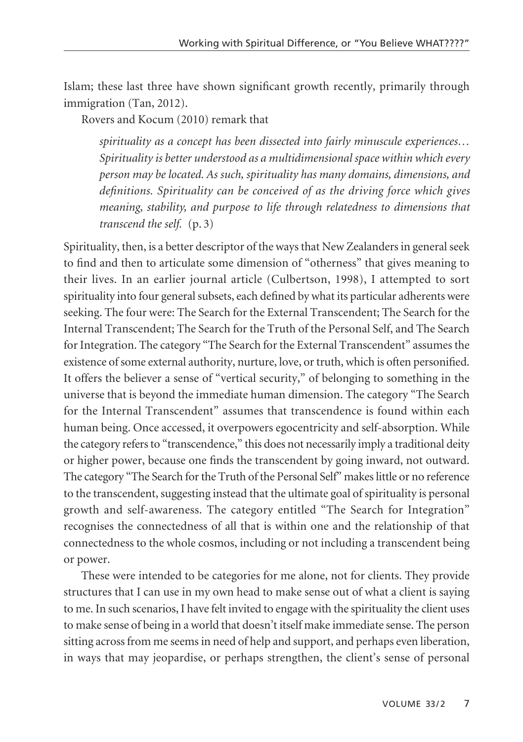Islam; these last three have shown significant growth recently, primarily through immigration (Tan, 2012).

Rovers and Kocum (2010) remark that

> *spirituality as a concept has been dissected into fairly minuscule experiences… Spirituality is better understood as a multidimensional space within which every person may be located. As such, spirituality has many domains, dimensions, and definitions. Spirituality can be conceived of as the driving force which gives meaning, stability, and purpose to life through relatedness to dimensions that transcend the self.* (p. 3)

Spirituality, then, is a better descriptor of the ways that New Zealanders in general seek to find and then to articulate some dimension of "otherness" that gives meaning to their lives. In an earlier journal article (Culbertson, 1998), I attempted to sort spirituality into four general subsets, each defined by what its particular adherents were seeking. The four were: The Search for the External Transcendent; The Search for the Internal Transcendent; The Search for the Truth of the Personal Self, and The Search for Integration. The category "The Search for the External Transcendent" assumes the existence of some external authority, nurture, love, or truth, which is often personified. It offers the believer a sense of "vertical security," of belonging to something in the universe that is beyond the immediate human dimension. The category "The Search for the Internal Transcendent" assumes that transcendence is found within each human being. Once accessed, it overpowers egocentricity and self-absorption. While the category refers to "transcendence," this does not necessarily imply a traditional deity or higher power, because one finds the transcendent by going inward, not outward. The category "The Search for the Truth of the Personal Self" makes little or no reference to the transcendent, suggesting instead that the ultimate goal of spirituality is personal growth and self-awareness. The category entitled "The Search for Integration" recognises the connectedness of all that is within one and the relationship of that connectedness to the whole cosmos, including or not including a transcendent being or power.

These were intended to be categories for me alone, not for clients. They provide structures that I can use in my own head to make sense out of what a client is saying to me. In such scenarios, I have felt invited to engage with the spirituality the client uses to make sense of being in a world that doesn't itself make immediate sense. The person sitting across from me seems in need of help and support, and perhaps even liberation, in ways that may jeopardise, or perhaps strengthen, the client's sense of personal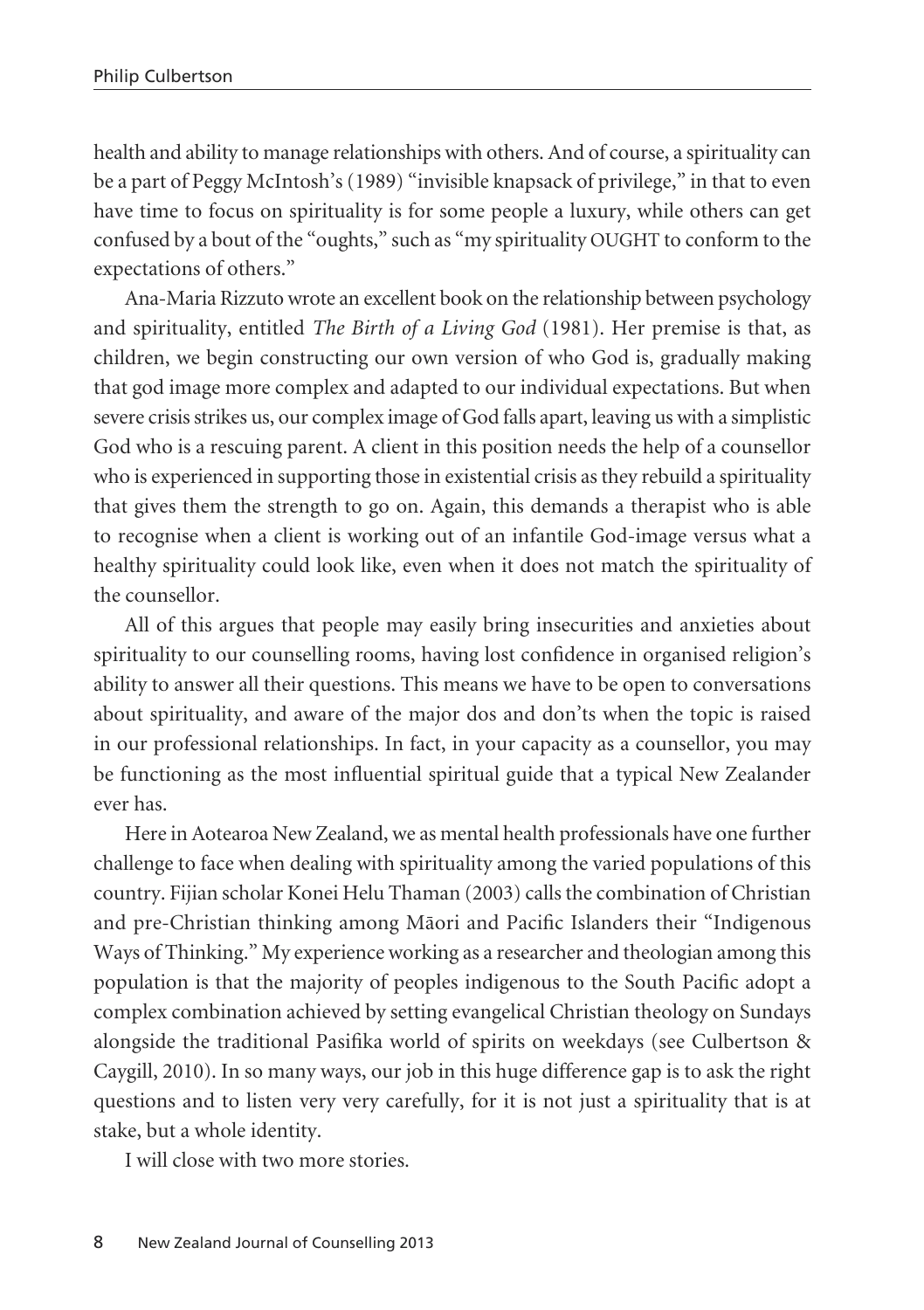health and ability to manage relationships with others. And of course, a spirituality can be a part of Peggy McIntosh's (1989) "invisible knapsack of privilege," in that to even have time to focus on spirituality is for some people a luxury, while others can get confused by a bout of the "oughts," such as "my spirituality OUGHT to conform to the expectations of others."

Ana-Maria Rizzuto wrote an excellent book on the relationship between psychology and spirituality, entitled *The Birth of a Living God* (1981). Her premise is that, as children, we begin constructing our own version of who God is, gradually making that god image more complex and adapted to our individual expectations. But when severe crisis strikes us, our complex image of God falls apart, leaving us with a simplistic God who is a rescuing parent. A client in this position needs the help of a counsellor who is experienced in supporting those in existential crisis as they rebuild a spirituality that gives them the strength to go on. Again, this demands a therapist who is able to recognise when a client is working out of an infantile God-image versus what a healthy spirituality could look like, even when it does not match the spirituality of the counsellor.

All of this argues that people may easily bring insecurities and anxieties about spirituality to our counselling rooms, having lost confidence in organised religion's ability to answer all their questions. This means we have to be open to conversations about spirituality, and aware of the major dos and don'ts when the topic is raised in our professional relationships. In fact, in your capacity as a counsellor, you may be functioning as the most influential spiritual guide that a typical New Zealander ever has.

Here in Aotearoa New Zealand, we as mental health professionals have one further challenge to face when dealing with spirituality among the varied populations of this country. Fijian scholar Konei Helu Thaman (2003) calls the combination of Christian and pre-Christian thinking among Māori and Pacific Islanders their "Indigenous Ways of Thinking." My experience working as a researcher and theologian among this population is that the majority of peoples indigenous to the South Pacific adopt a complex combination achieved by setting evangelical Christian theology on Sundays alongside the traditional Pasifika world of spirits on weekdays (see Culbertson & Caygill, 2010). In so many ways, our job in this huge difference gap is to ask the right questions and to listen very very carefully, for it is not just a spirituality that is at stake, but a whole identity.

I will close with two more stories.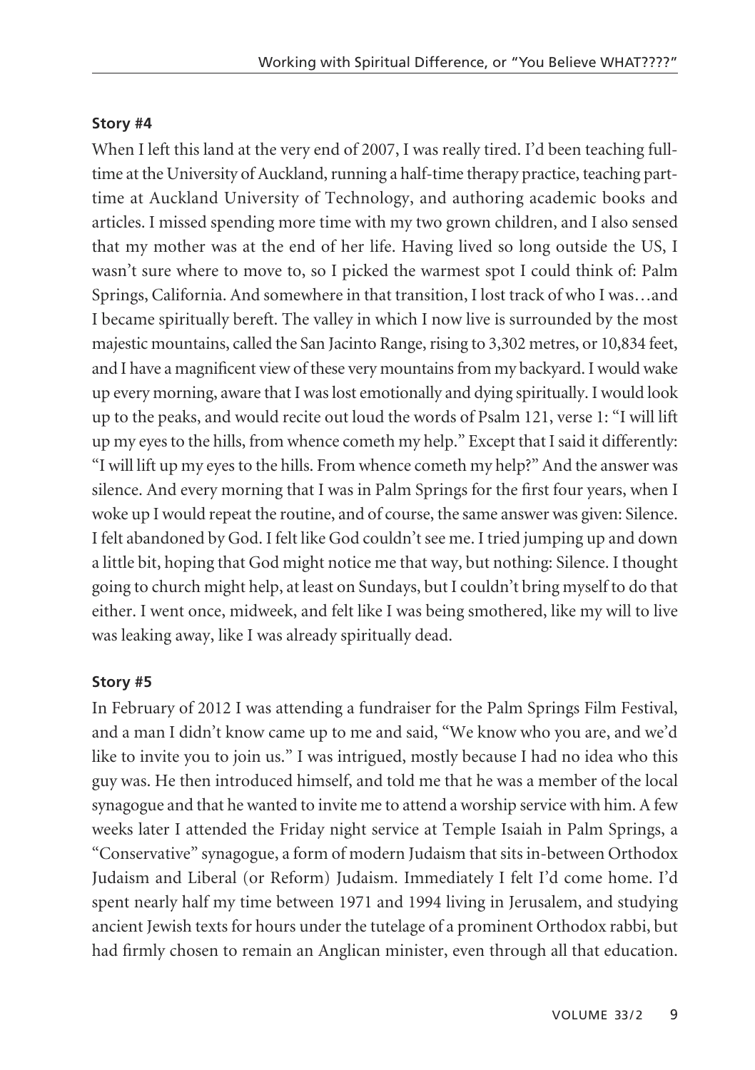**Story #4**

When I left this land at the very end of 2007, I was really tired. I'd been teaching full-time at the University of Auckland, running a half-time therapy practice, teaching part-time at Auckland University of Technology, and authoring academic books and articles. I missed spending more time with my two grown children, and I also sensed that my mother was at the end of her life. Having lived so long outside the US, I wasn't sure where to move to, so I picked the warmest spot I could think of: Palm Springs, California. And somewhere in that transition, I lost track of who I was…and I became spiritually bereft. The valley in which I now live is surrounded by the most majestic mountains, called the San Jacinto Range, rising to 3,302 metres, or 10,834 feet, and I have a magnificent view of these very mountains from my backyard. I would wake up every morning, aware that I was lost emotionally and dying spiritually. I would look up to the peaks, and would recite out loud the words of Psalm 121, verse 1: "I will lift up my eyes to the hills, from whence cometh my help." Except that I said it differently: "I will lift up my eyes to the hills. From whence cometh my help?" And the answer was silence. And every morning that I was in Palm Springs for the first four years, when I woke up I would repeat the routine, and of course, the same answer was given: Silence. I felt abandoned by God. I felt like God couldn't see me. I tried jumping up and down a little bit, hoping that God might notice me that way, but nothing: Silence. I thought going to church might help, at least on Sundays, but I couldn't bring myself to do that either. I went once, midweek, and felt like I was being smothered, like my will to live was leaking away, like I was already spiritually dead.

**Story #5**

In February of 2012 I was attending a fundraiser for the Palm Springs Film Festival, and a man I didn't know came up to me and said, "We know who you are, and we'd like to invite you to join us." I was intrigued, mostly because I had no idea who this guy was. He then introduced himself, and told me that he was a member of the local synagogue and that he wanted to invite me to attend a worship service with him. A few weeks later I attended the Friday night service at Temple Isaiah in Palm Springs, a "Conservative" synagogue, a form of modern Judaism that sits in-between Orthodox Judaism and Liberal (or Reform) Judaism. Immediately I felt I'd come home. I'd spent nearly half my time between 1971 and 1994 living in Jerusalem, and studying ancient Jewish texts for hours under the tutelage of a prominent Orthodox rabbi, but had firmly chosen to remain an Anglican minister, even through all that education.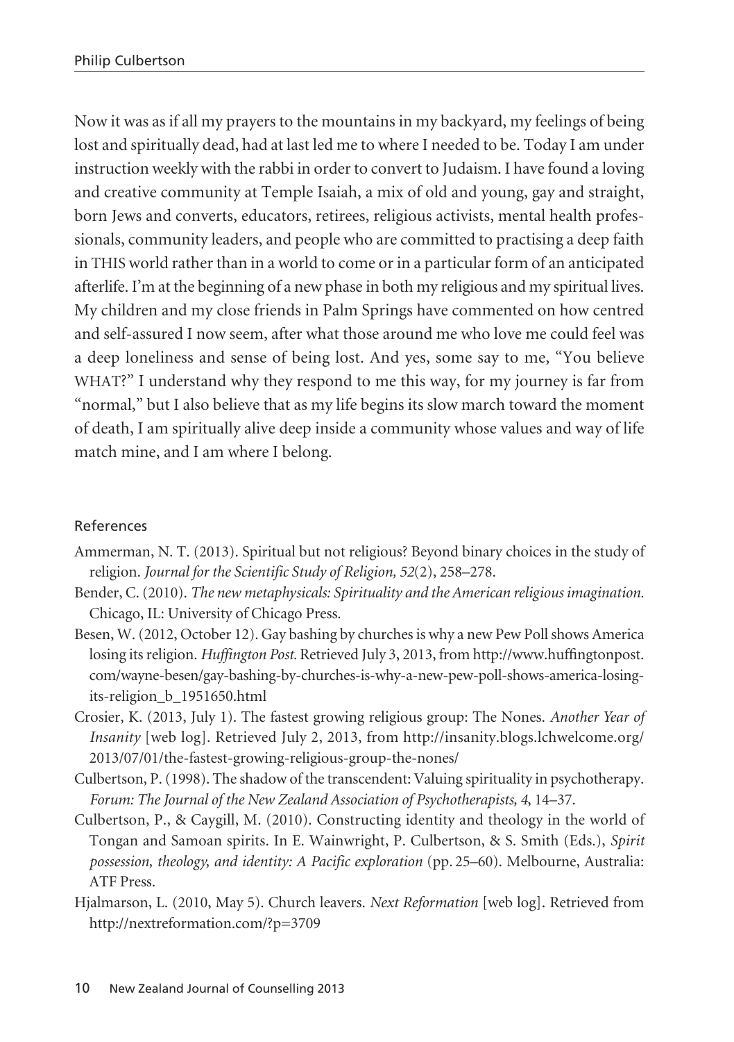Now it was as if all my prayers to the mountains in my backyard, my feelings of being lost and spiritually dead, had at last led me to where I needed to be. Today I am under instruction weekly with the rabbi in order to convert to Judaism. I have found a loving and creative community at Temple Isaiah, a mix of old and young, gay and straight, born Jews and converts, educators, retirees, religious activists, mental health professionals, community leaders, and people who are committed to practising a deep faith in THIS world rather than in a world to come or in a particular form of an anticipated afterlife. I'm at the beginning of a new phase in both my religious and my spiritual lives. My children and my close friends in Palm Springs have commented on how centred and self-assured I now seem, after what those around me who love me could feel was a deep loneliness and sense of being lost. And yes, some say to me, "You believe WHAT?" I understand why they respond to me this way, for my journey is far from "normal," but I also believe that as my life begins its slow march toward the moment of death, I am spiritually alive deep inside a community whose values and way of life match mine, and I am where I belong.

## References

Ammerman, N. T. (2013). Spiritual but not religious? Beyond binary choices in the study of religion. *Journal for the Scientific Study of Religion, 52*(2), 258–278.

Bender, C. (2010). *The new metaphysicals: Spirituality and the American religious imagination.* Chicago, IL: University of Chicago Press.

Besen, W. (2012, October 12). Gay bashing by churches is why a new Pew Poll shows America losing its religion. *Huffington Post.* Retrieved July 3, 2013, from http://www.huffingtonpost.com/wayne-besen/gay-bashing-by-churches-is-why-a-new-pew-poll-shows-america-losing-its-religion_b_1951650.html

Crosier, K. (2013, July 1). The fastest growing religious group: The Nones. *Another Year of Insanity* [web log]. Retrieved July 2, 2013, from http://insanity.blogs.lchwelcome.org/2013/07/01/the-fastest-growing-religious-group-the-nones/

Culbertson, P. (1998). The shadow of the transcendent: Valuing spirituality in psychotherapy. *Forum: The Journal of the New Zealand Association of Psychotherapists, 4*, 14–37.

Culbertson, P., & Caygill, M. (2010). Constructing identity and theology in the world of Tongan and Samoan spirits. In E. Wainwright, P. Culbertson, & S. Smith (Eds.), *Spirit possession, theology, and identity: A Pacific exploration* (pp. 25–60). Melbourne, Australia: ATF Press.

Hjalmarson, L. (2010, May 5). Church leavers. *Next Reformation* [web log]. Retrieved from http://nextreformation.com/?p=3709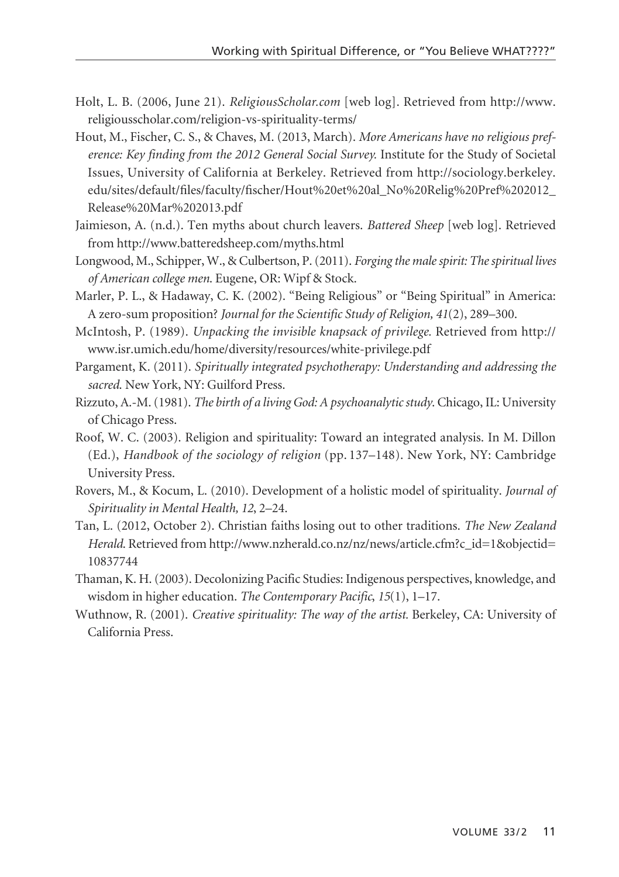Holt, L. B. (2006, June 21). *ReligiousScholar.com* [web log]. Retrieved from http://www.religiousscholar.com/religion-vs-spirituality-terms/

Hout, M., Fischer, C. S., & Chaves, M. (2013, March). *More Americans have no religious preference: Key finding from the 2012 General Social Survey.* Institute for the Study of Societal Issues, University of California at Berkeley. Retrieved from http://sociology.berkeley.edu/sites/default/files/faculty/fischer/Hout%20et%20al_No%20Relig%20Pref%202012_Release%20Mar%202013.pdf

Jaimieson, A. (n.d.). Ten myths about church leavers. *Battered Sheep* [web log]. Retrieved from http://www.batteredsheep.com/myths.html

Longwood, M., Schipper, W., & Culbertson, P. (2011). *Forging the male spirit: The spiritual lives of American college men.* Eugene, OR: Wipf & Stock.

Marler, P. L., & Hadaway, C. K. (2002). "Being Religious" or "Being Spiritual" in America: A zero-sum proposition? *Journal for the Scientific Study of Religion, 41*(2), 289–300.

McIntosh, P. (1989). *Unpacking the invisible knapsack of privilege.* Retrieved from http://www.isr.umich.edu/home/diversity/resources/white-privilege.pdf

Pargament, K. (2011). *Spiritually integrated psychotherapy: Understanding and addressing the sacred.* New York, NY: Guilford Press.

Rizzuto, A.-M. (1981). *The birth of a living God: A psychoanalytic study.* Chicago, IL: University of Chicago Press.

Roof, W. C. (2003). Religion and spirituality: Toward an integrated analysis. In M. Dillon (Ed.), *Handbook of the sociology of religion* (pp. 137–148). New York, NY: Cambridge University Press.

Rovers, M., & Kocum, L. (2010). Development of a holistic model of spirituality. *Journal of Spirituality in Mental Health, 12*, 2–24.

Tan, L. (2012, October 2). Christian faiths losing out to other traditions. *The New Zealand Herald.* Retrieved from http://www.nzherald.co.nz/nz/news/article.cfm?c_id=1&objectid=10837744

Thaman, K. H. (2003). Decolonizing Pacific Studies: Indigenous perspectives, knowledge, and wisdom in higher education. *The Contemporary Pacific*, *15*(1), 1–17.

Wuthnow, R. (2001). *Creative spirituality: The way of the artist.* Berkeley, CA: University of California Press.